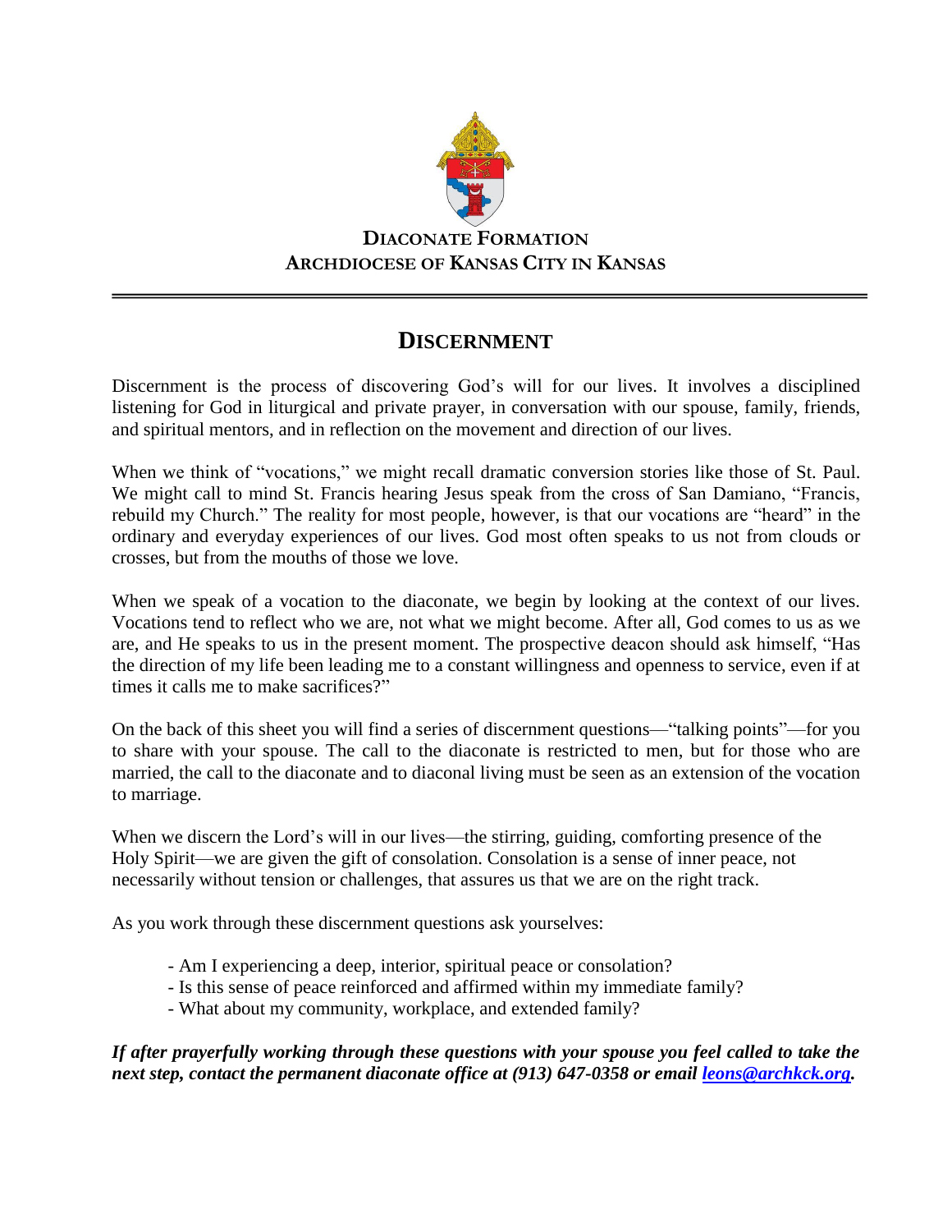**Diaconate Formation**
**Archdiocese of Kansas City in Kansas**

---

# Discernment

Discernment is the process of discovering God's will for our lives. It involves a disciplined listening for God in liturgical and private prayer, in conversation with our spouse, family, friends, and spiritual mentors, and in reflection on the movement and direction of our lives.

When we think of "vocations," we might recall dramatic conversion stories like those of St. Paul. We might call to mind St. Francis hearing Jesus speak from the cross of San Damiano, "Francis, rebuild my Church." The reality for most people, however, is that our vocations are "heard" in the ordinary and everyday experiences of our lives. God most often speaks to us not from clouds or crosses, but from the mouths of those we love.

When we speak of a vocation to the diaconate, we begin by looking at the context of our lives. Vocations tend to reflect who we are, not what we might become. After all, God comes to us as we are, and He speaks to us in the present moment. The prospective deacon should ask himself, "Has the direction of my life been leading me to a constant willingness and openness to service, even if at times it calls me to make sacrifices?"

On the back of this sheet you will find a series of discernment questions—"talking points"—for you to share with your spouse. The call to the diaconate is restricted to men, but for those who are married, the call to the diaconate and to diaconal living must be seen as an extension of the vocation to marriage.

When we discern the Lord's will in our lives—the stirring, guiding, comforting presence of the Holy Spirit—we are given the gift of consolation. Consolation is a sense of inner peace, not necessarily without tension or challenges, that assures us that we are on the right track.

As you work through these discernment questions ask yourselves:

- Am I experiencing a deep, interior, spiritual peace or consolation?
- Is this sense of peace reinforced and affirmed within my immediate family?
- What about my community, workplace, and extended family?

***If after prayerfully working through these questions with your spouse you feel called to take the next step, contact the permanent diaconate office at (913) 647-0358 or email [leons@archkck.org](mailto:leons@archkck.org).***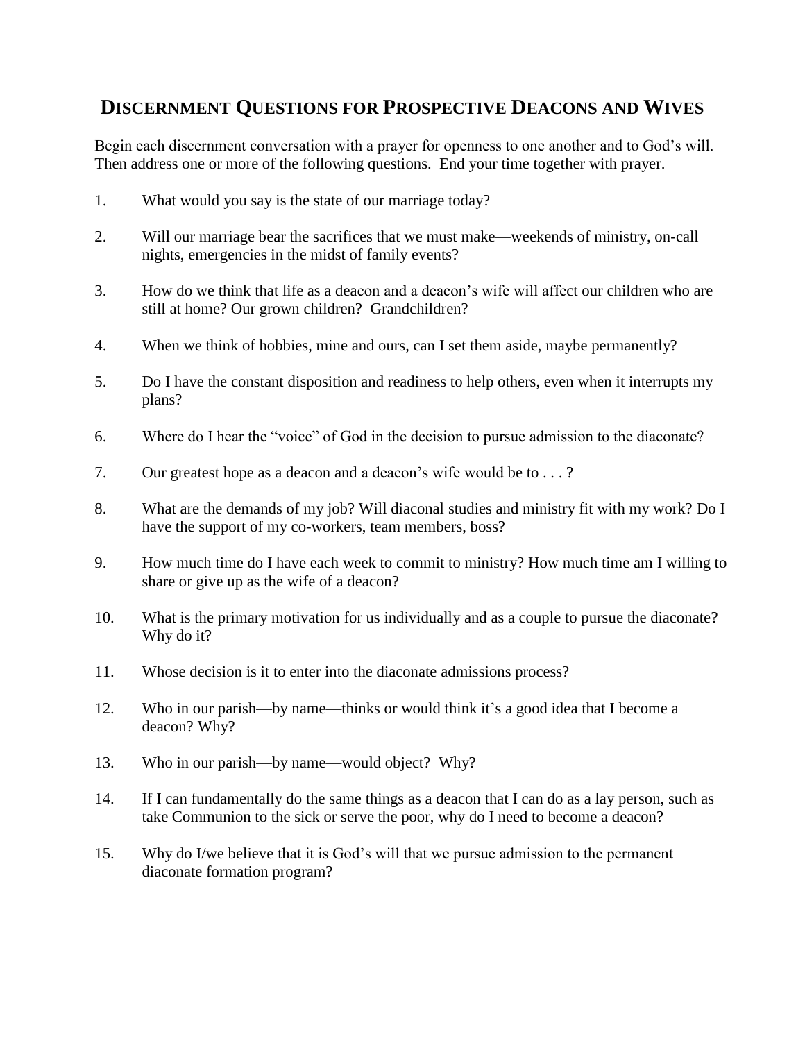# Discernment Questions for Prospective Deacons and Wives

Begin each discernment conversation with a prayer for openness to one another and to God's will. Then address one or more of the following questions. End your time together with prayer.

1. What would you say is the state of our marriage today?

2. Will our marriage bear the sacrifices that we must make—weekends of ministry, on-call nights, emergencies in the midst of family events?

3. How do we think that life as a deacon and a deacon's wife will affect our children who are still at home? Our grown children? Grandchildren?

4. When we think of hobbies, mine and ours, can I set them aside, maybe permanently?

5. Do I have the constant disposition and readiness to help others, even when it interrupts my plans?

6. Where do I hear the "voice" of God in the decision to pursue admission to the diaconate?

7. Our greatest hope as a deacon and a deacon's wife would be to . . . ?

8. What are the demands of my job? Will diaconal studies and ministry fit with my work? Do I have the support of my co-workers, team members, boss?

9. How much time do I have each week to commit to ministry? How much time am I willing to share or give up as the wife of a deacon?

10. What is the primary motivation for us individually and as a couple to pursue the diaconate? Why do it?

11. Whose decision is it to enter into the diaconate admissions process?

12. Who in our parish—by name—thinks or would think it's a good idea that I become a deacon? Why?

13. Who in our parish—by name—would object? Why?

14. If I can fundamentally do the same things as a deacon that I can do as a lay person, such as take Communion to the sick or serve the poor, why do I need to become a deacon?

15. Why do I/we believe that it is God's will that we pursue admission to the permanent diaconate formation program?